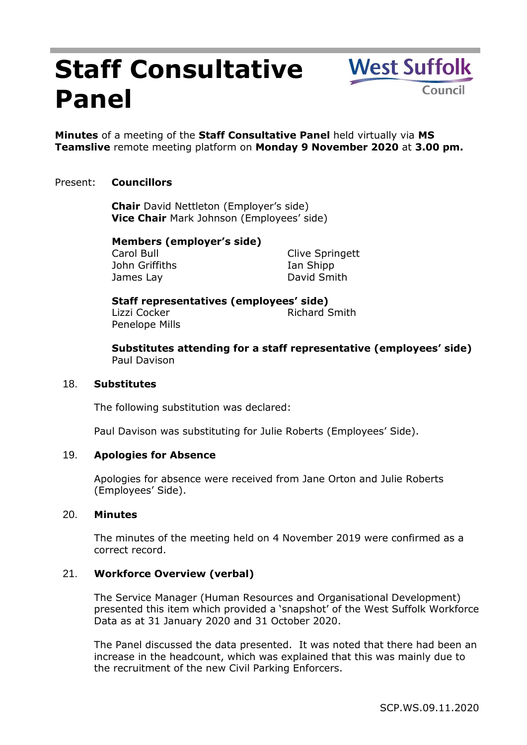# Staff Consultative Panel

West Suffolk Council

**Minutes** of a meeting of the **Staff Consultative Panel** held virtually via **MS Teamslive** remote meeting platform on **Monday 9 November 2020** at **3.00 pm.**

Present: **Councillors**

**Chair** David Nettleton (Employer's side)
**Vice Chair** Mark Johnson (Employees' side)

**Members (employer's side)**

Carol Bull
John Griffiths
James Lay
Clive Springett
Ian Shipp
David Smith

**Staff representatives (employees' side)**

Lizzi Cocker
Penelope Mills
Richard Smith

**Substitutes attending for a staff representative (employees' side)**

Paul Davison

## 18. Substitutes

The following substitution was declared:

Paul Davison was substituting for Julie Roberts (Employees' Side).

## 19. Apologies for Absence

Apologies for absence were received from Jane Orton and Julie Roberts (Employees' Side).

## 20. Minutes

The minutes of the meeting held on 4 November 2019 were confirmed as a correct record.

## 21. Workforce Overview (verbal)

The Service Manager (Human Resources and Organisational Development) presented this item which provided a 'snapshot' of the West Suffolk Workforce Data as at 31 January 2020 and 31 October 2020.

The Panel discussed the data presented. It was noted that there had been an increase in the headcount, which was explained that this was mainly due to the recruitment of the new Civil Parking Enforcers.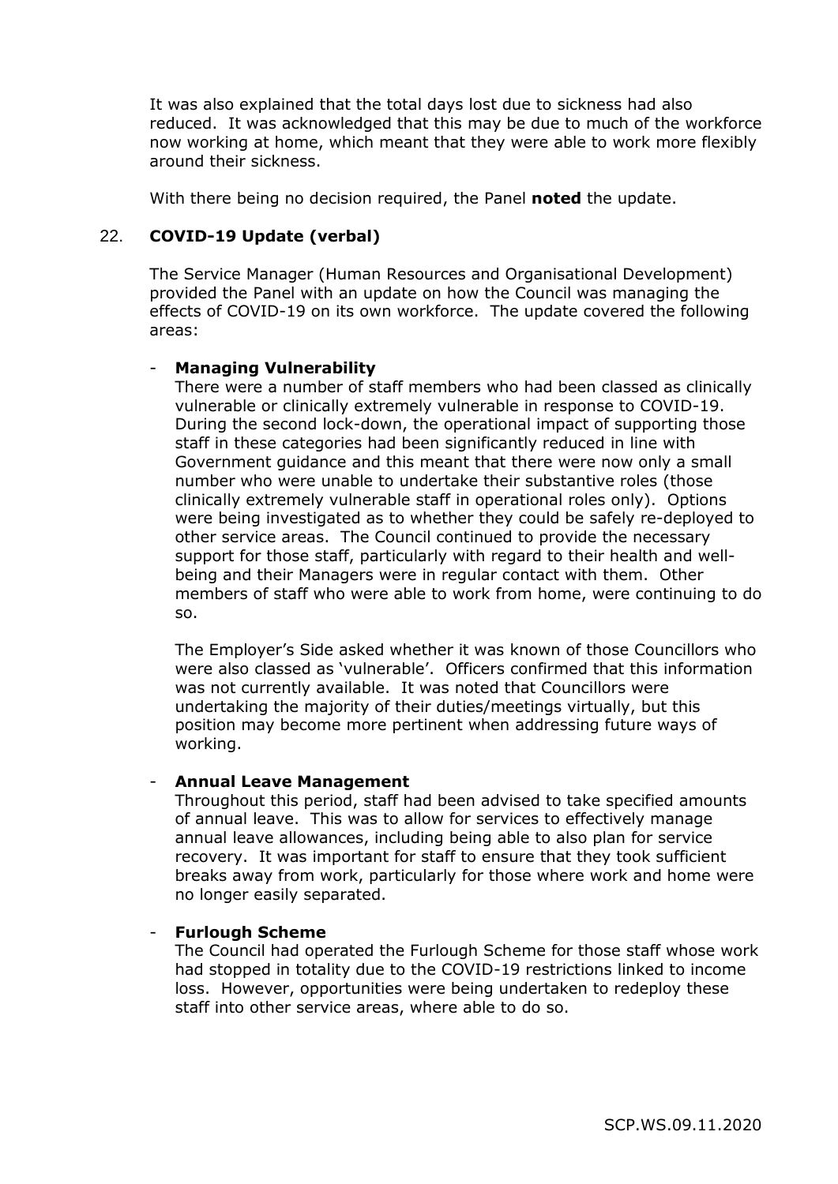It was also explained that the total days lost due to sickness had also reduced. It was acknowledged that this may be due to much of the workforce now working at home, which meant that they were able to work more flexibly around their sickness.

With there being no decision required, the Panel **noted** the update.

22. **COVID-19 Update (verbal)**

The Service Manager (Human Resources and Organisational Development) provided the Panel with an update on how the Council was managing the effects of COVID-19 on its own workforce. The update covered the following areas:

- **Managing Vulnerability**

  There were a number of staff members who had been classed as clinically vulnerable or clinically extremely vulnerable in response to COVID-19. During the second lock-down, the operational impact of supporting those staff in these categories had been significantly reduced in line with Government guidance and this meant that there were now only a small number who were unable to undertake their substantive roles (those clinically extremely vulnerable staff in operational roles only). Options were being investigated as to whether they could be safely re-deployed to other service areas. The Council continued to provide the necessary support for those staff, particularly with regard to their health and well-being and their Managers were in regular contact with them. Other members of staff who were able to work from home, were continuing to do so.

  The Employer's Side asked whether it was known of those Councillors who were also classed as 'vulnerable'. Officers confirmed that this information was not currently available. It was noted that Councillors were undertaking the majority of their duties/meetings virtually, but this position may become more pertinent when addressing future ways of working.

- **Annual Leave Management**

  Throughout this period, staff had been advised to take specified amounts of annual leave. This was to allow for services to effectively manage annual leave allowances, including being able to also plan for service recovery. It was important for staff to ensure that they took sufficient breaks away from work, particularly for those where work and home were no longer easily separated.

- **Furlough Scheme**

  The Council had operated the Furlough Scheme for those staff whose work had stopped in totality due to the COVID-19 restrictions linked to income loss. However, opportunities were being undertaken to redeploy these staff into other service areas, where able to do so.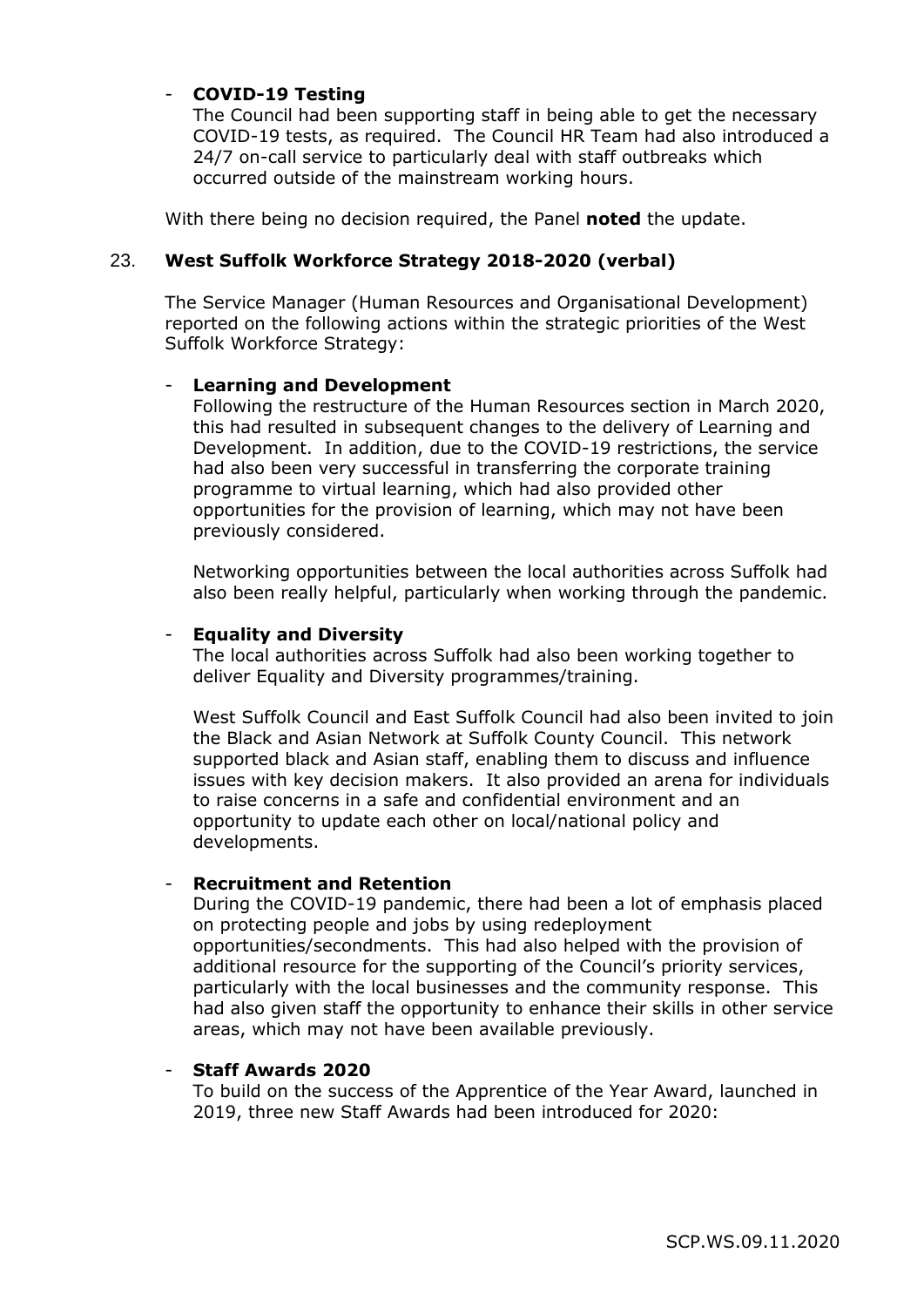- **COVID-19 Testing**
  The Council had been supporting staff in being able to get the necessary COVID-19 tests, as required. The Council HR Team had also introduced a 24/7 on-call service to particularly deal with staff outbreaks which occurred outside of the mainstream working hours.

With there being no decision required, the Panel **noted** the update.

## 23. **West Suffolk Workforce Strategy 2018-2020 (verbal)**

The Service Manager (Human Resources and Organisational Development) reported on the following actions within the strategic priorities of the West Suffolk Workforce Strategy:

- **Learning and Development**
  Following the restructure of the Human Resources section in March 2020, this had resulted in subsequent changes to the delivery of Learning and Development. In addition, due to the COVID-19 restrictions, the service had also been very successful in transferring the corporate training programme to virtual learning, which had also provided other opportunities for the provision of learning, which may not have been previously considered.

  Networking opportunities between the local authorities across Suffolk had also been really helpful, particularly when working through the pandemic.

- **Equality and Diversity**
  The local authorities across Suffolk had also been working together to deliver Equality and Diversity programmes/training.

  West Suffolk Council and East Suffolk Council had also been invited to join the Black and Asian Network at Suffolk County Council. This network supported black and Asian staff, enabling them to discuss and influence issues with key decision makers. It also provided an arena for individuals to raise concerns in a safe and confidential environment and an opportunity to update each other on local/national policy and developments.

- **Recruitment and Retention**
  During the COVID-19 pandemic, there had been a lot of emphasis placed on protecting people and jobs by using redeployment opportunities/secondments. This had also helped with the provision of additional resource for the supporting of the Council's priority services, particularly with the local businesses and the community response. This had also given staff the opportunity to enhance their skills in other service areas, which may not have been available previously.

- **Staff Awards 2020**
  To build on the success of the Apprentice of the Year Award, launched in 2019, three new Staff Awards had been introduced for 2020: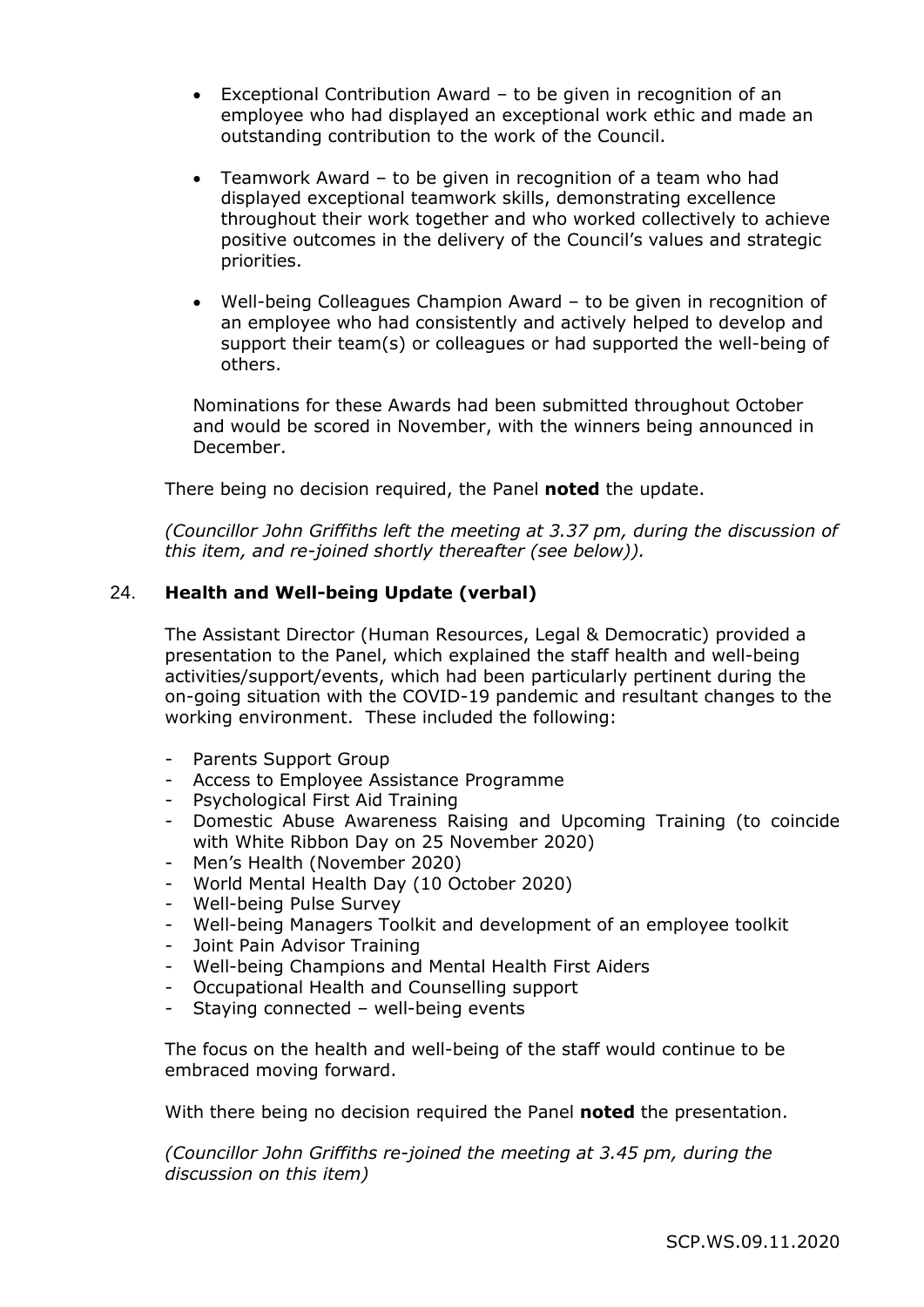- Exceptional Contribution Award – to be given in recognition of an employee who had displayed an exceptional work ethic and made an outstanding contribution to the work of the Council.

- Teamwork Award – to be given in recognition of a team who had displayed exceptional teamwork skills, demonstrating excellence throughout their work together and who worked collectively to achieve positive outcomes in the delivery of the Council's values and strategic priorities.

- Well-being Colleagues Champion Award – to be given in recognition of an employee who had consistently and actively helped to develop and support their team(s) or colleagues or had supported the well-being of others.

Nominations for these Awards had been submitted throughout October and would be scored in November, with the winners being announced in December.

There being no decision required, the Panel **noted** the update.

*(Councillor John Griffiths left the meeting at 3.37 pm, during the discussion of this item, and re-joined shortly thereafter (see below)).*

## 24. Health and Well-being Update (verbal)

The Assistant Director (Human Resources, Legal & Democratic) provided a presentation to the Panel, which explained the staff health and well-being activities/support/events, which had been particularly pertinent during the on-going situation with the COVID-19 pandemic and resultant changes to the working environment. These included the following:

- Parents Support Group
- Access to Employee Assistance Programme
- Psychological First Aid Training
- Domestic Abuse Awareness Raising and Upcoming Training (to coincide with White Ribbon Day on 25 November 2020)
- Men's Health (November 2020)
- World Mental Health Day (10 October 2020)
- Well-being Pulse Survey
- Well-being Managers Toolkit and development of an employee toolkit
- Joint Pain Advisor Training
- Well-being Champions and Mental Health First Aiders
- Occupational Health and Counselling support
- Staying connected – well-being events

The focus on the health and well-being of the staff would continue to be embraced moving forward.

With there being no decision required the Panel **noted** the presentation.

*(Councillor John Griffiths re-joined the meeting at 3.45 pm, during the discussion on this item)*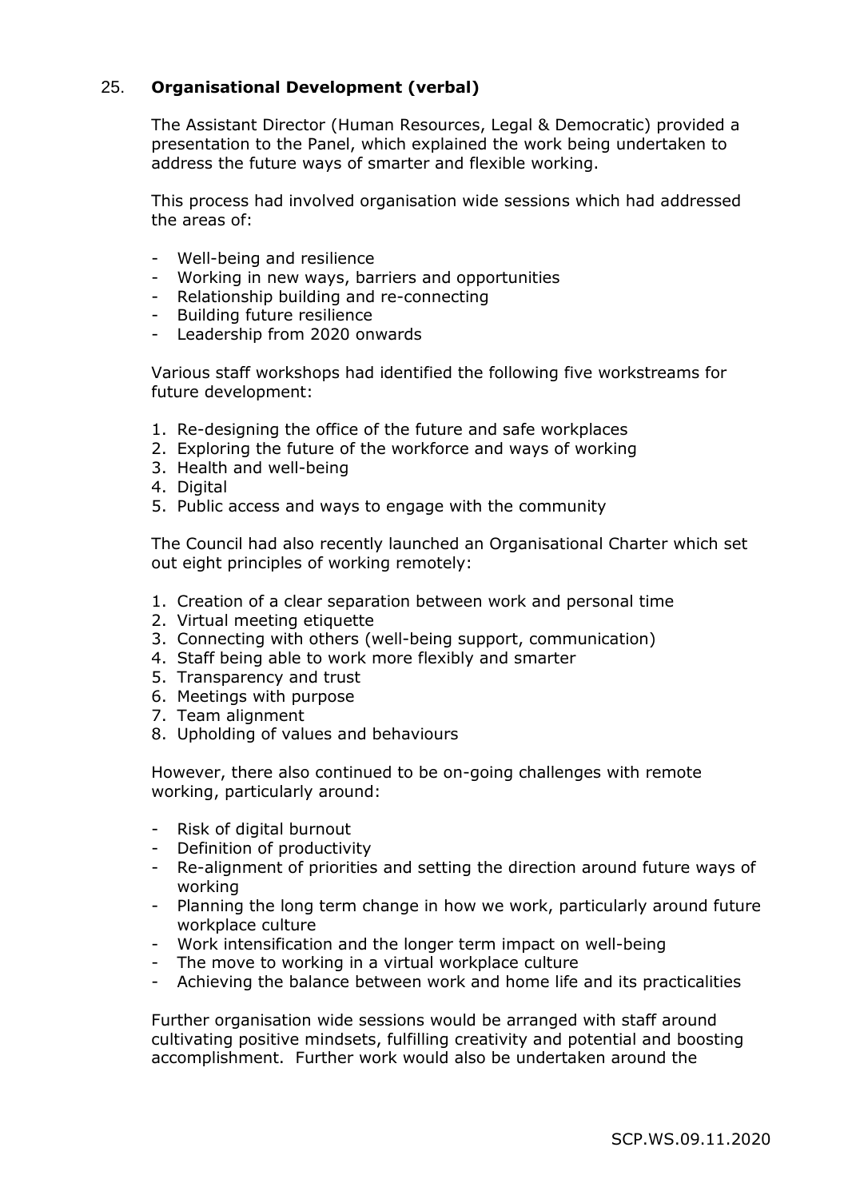## 25. **Organisational Development (verbal)**

The Assistant Director (Human Resources, Legal & Democratic) provided a presentation to the Panel, which explained the work being undertaken to address the future ways of smarter and flexible working.

This process had involved organisation wide sessions which had addressed the areas of:

- Well-being and resilience
- Working in new ways, barriers and opportunities
- Relationship building and re-connecting
- Building future resilience
- Leadership from 2020 onwards

Various staff workshops had identified the following five workstreams for future development:

1. Re-designing the office of the future and safe workplaces
2. Exploring the future of the workforce and ways of working
3. Health and well-being
4. Digital
5. Public access and ways to engage with the community

The Council had also recently launched an Organisational Charter which set out eight principles of working remotely:

1. Creation of a clear separation between work and personal time
2. Virtual meeting etiquette
3. Connecting with others (well-being support, communication)
4. Staff being able to work more flexibly and smarter
5. Transparency and trust
6. Meetings with purpose
7. Team alignment
8. Upholding of values and behaviours

However, there also continued to be on-going challenges with remote working, particularly around:

- Risk of digital burnout
- Definition of productivity
- Re-alignment of priorities and setting the direction around future ways of working
- Planning the long term change in how we work, particularly around future workplace culture
- Work intensification and the longer term impact on well-being
- The move to working in a virtual workplace culture
- Achieving the balance between work and home life and its practicalities

Further organisation wide sessions would be arranged with staff around cultivating positive mindsets, fulfilling creativity and potential and boosting accomplishment. Further work would also be undertaken around the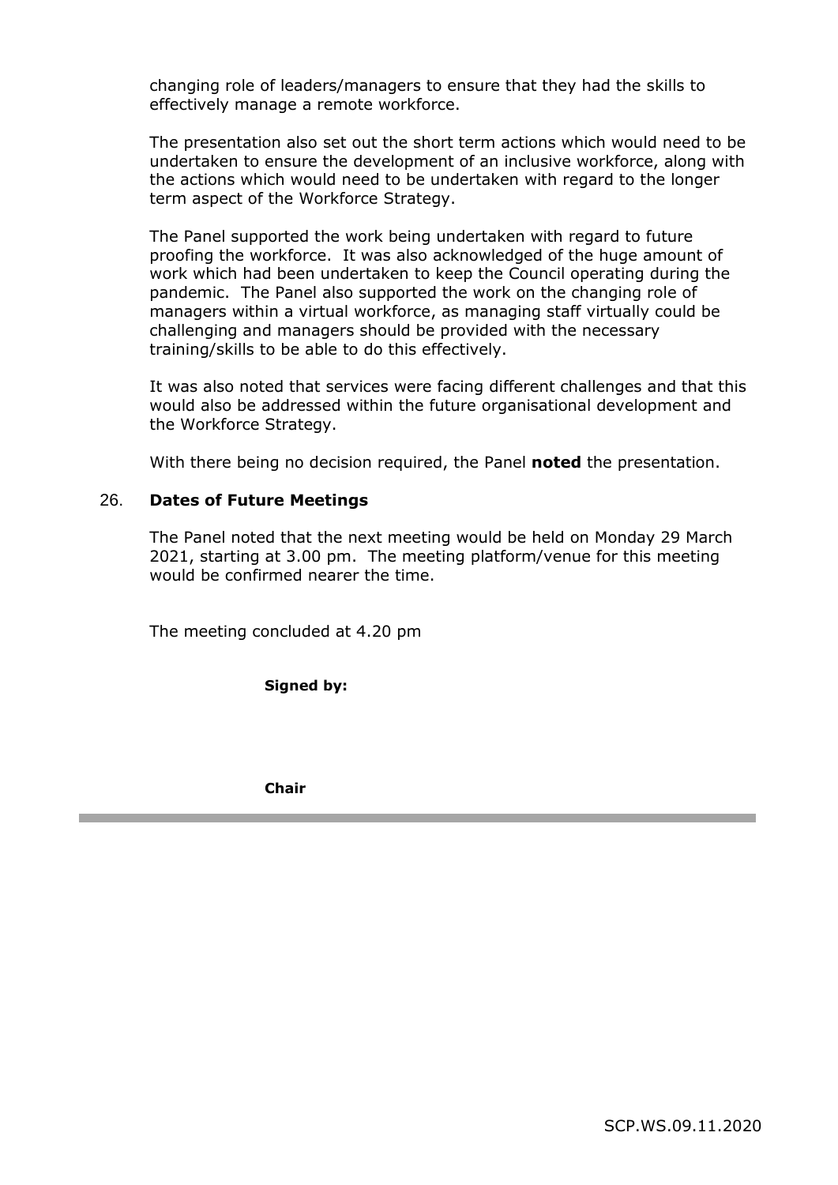changing role of leaders/managers to ensure that they had the skills to effectively manage a remote workforce.

The presentation also set out the short term actions which would need to be undertaken to ensure the development of an inclusive workforce, along with the actions which would need to be undertaken with regard to the longer term aspect of the Workforce Strategy.

The Panel supported the work being undertaken with regard to future proofing the workforce. It was also acknowledged of the huge amount of work which had been undertaken to keep the Council operating during the pandemic. The Panel also supported the work on the changing role of managers within a virtual workforce, as managing staff virtually could be challenging and managers should be provided with the necessary training/skills to be able to do this effectively.

It was also noted that services were facing different challenges and that this would also be addressed within the future organisational development and the Workforce Strategy.

With there being no decision required, the Panel **noted** the presentation.

## 26. Dates of Future Meetings

The Panel noted that the next meeting would be held on Monday 29 March 2021, starting at 3.00 pm. The meeting platform/venue for this meeting would be confirmed nearer the time.

The meeting concluded at 4.20 pm

**Signed by:**

**Chair**

SCP.WS.09.11.2020